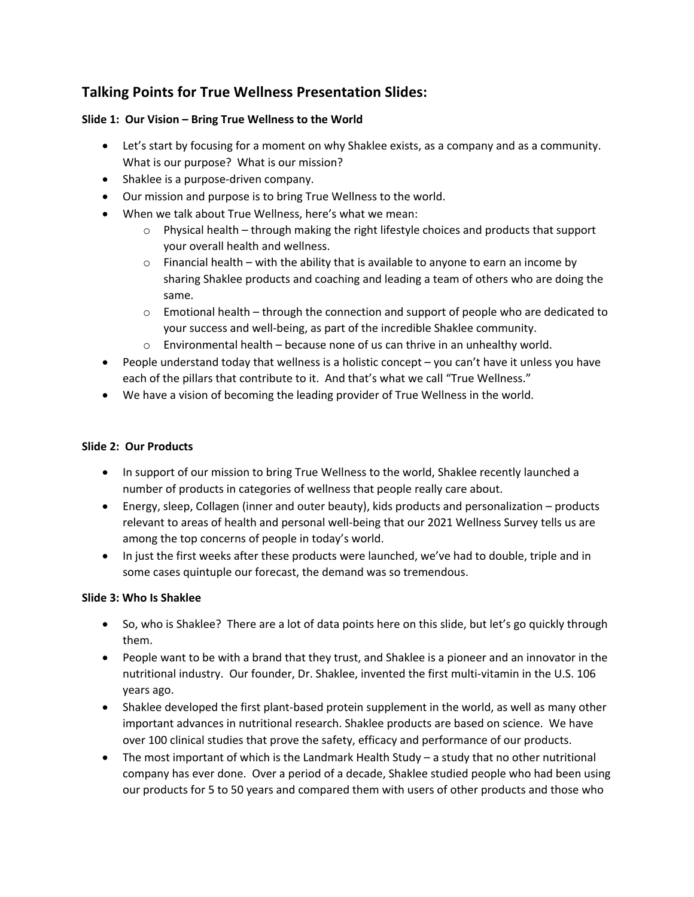## Talking Points for True Wellness Presentation Slides:

**Slide 1: Our Vision – Bring True Wellness to the World**

- Let's start by focusing for a moment on why Shaklee exists, as a company and as a community. What is our purpose? What is our mission?
- Shaklee is a purpose-driven company.
- Our mission and purpose is to bring True Wellness to the world.
- When we talk about True Wellness, here's what we mean:
  - Physical health – through making the right lifestyle choices and products that support your overall health and wellness.
  - Financial health – with the ability that is available to anyone to earn an income by sharing Shaklee products and coaching and leading a team of others who are doing the same.
  - Emotional health – through the connection and support of people who are dedicated to your success and well-being, as part of the incredible Shaklee community.
  - Environmental health – because none of us can thrive in an unhealthy world.
- People understand today that wellness is a holistic concept – you can't have it unless you have each of the pillars that contribute to it. And that's what we call "True Wellness."
- We have a vision of becoming the leading provider of True Wellness in the world.

**Slide 2: Our Products**

- In support of our mission to bring True Wellness to the world, Shaklee recently launched a number of products in categories of wellness that people really care about.
- Energy, sleep, Collagen (inner and outer beauty), kids products and personalization – products relevant to areas of health and personal well-being that our 2021 Wellness Survey tells us are among the top concerns of people in today's world.
- In just the first weeks after these products were launched, we've had to double, triple and in some cases quintuple our forecast, the demand was so tremendous.

**Slide 3: Who Is Shaklee**

- So, who is Shaklee? There are a lot of data points here on this slide, but let's go quickly through them.
- People want to be with a brand that they trust, and Shaklee is a pioneer and an innovator in the nutritional industry. Our founder, Dr. Shaklee, invented the first multi-vitamin in the U.S. 106 years ago.
- Shaklee developed the first plant-based protein supplement in the world, as well as many other important advances in nutritional research. Shaklee products are based on science. We have over 100 clinical studies that prove the safety, efficacy and performance of our products.
- The most important of which is the Landmark Health Study – a study that no other nutritional company has ever done. Over a period of a decade, Shaklee studied people who had been using our products for 5 to 50 years and compared them with users of other products and those who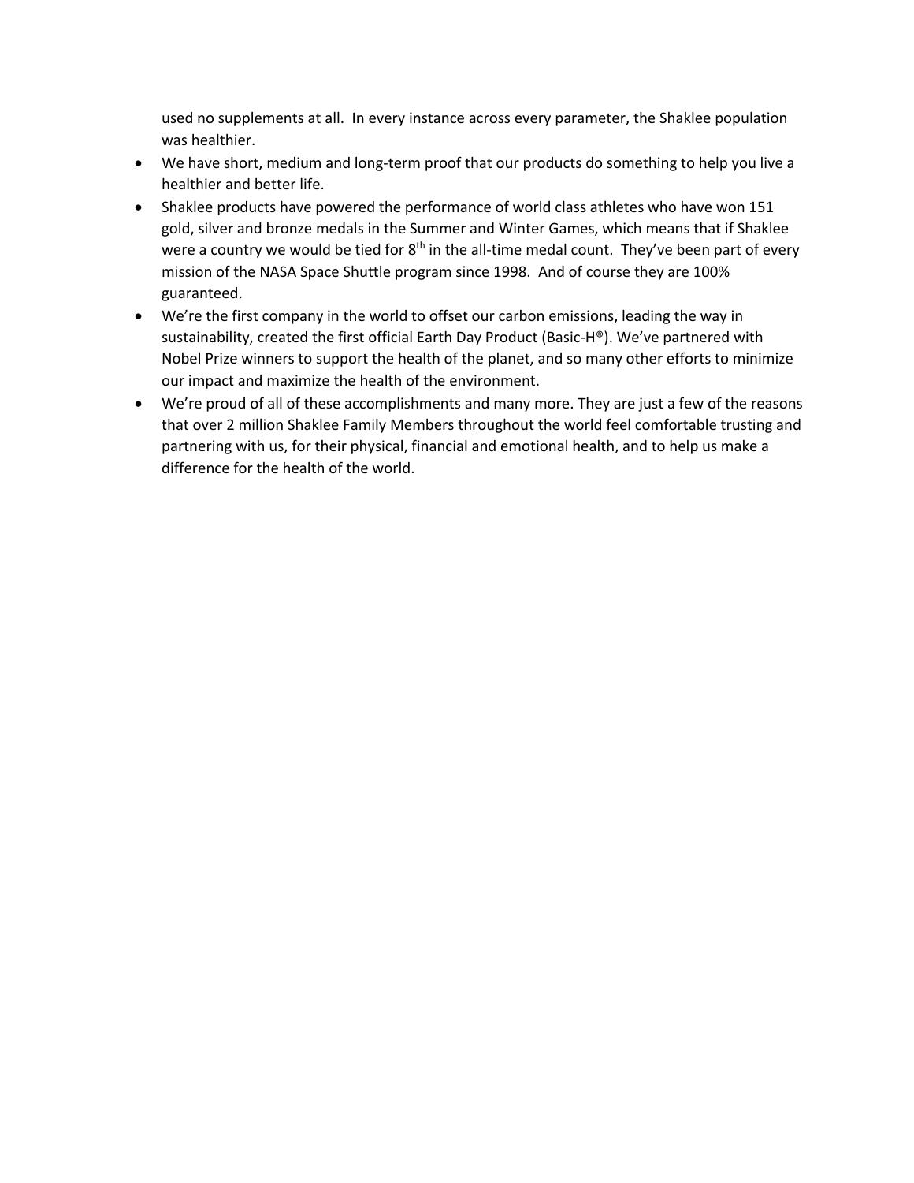used no supplements at all. In every instance across every parameter, the Shaklee population was healthier.

- We have short, medium and long-term proof that our products do something to help you live a healthier and better life.
- Shaklee products have powered the performance of world class athletes who have won 151 gold, silver and bronze medals in the Summer and Winter Games, which means that if Shaklee were a country we would be tied for 8th in the all-time medal count. They've been part of every mission of the NASA Space Shuttle program since 1998. And of course they are 100% guaranteed.
- We're the first company in the world to offset our carbon emissions, leading the way in sustainability, created the first official Earth Day Product (Basic-H®). We've partnered with Nobel Prize winners to support the health of the planet, and so many other efforts to minimize our impact and maximize the health of the environment.
- We're proud of all of these accomplishments and many more. They are just a few of the reasons that over 2 million Shaklee Family Members throughout the world feel comfortable trusting and partnering with us, for their physical, financial and emotional health, and to help us make a difference for the health of the world.